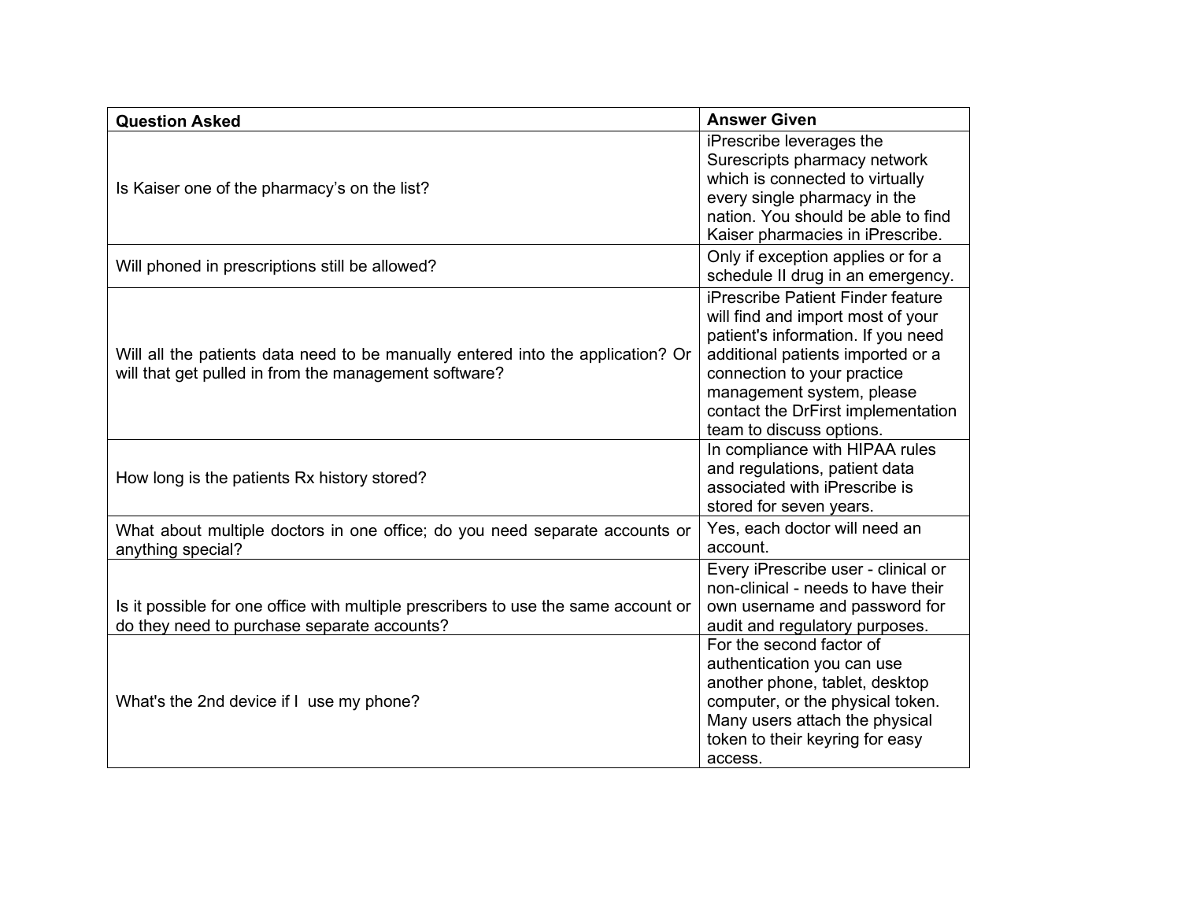| Question Asked | Answer Given |
|---|---|
| Is Kaiser one of the pharmacy's on the list? | iPrescribe leverages the Surescripts pharmacy network which is connected to virtually every single pharmacy in the nation. You should be able to find Kaiser pharmacies in iPrescribe. |
| Will phoned in prescriptions still be allowed? | Only if exception applies or for a schedule II drug in an emergency. |
| Will all the patients data need to be manually entered into the application? Or will that get pulled in from the management software? | iPrescribe Patient Finder feature will find and import most of your patient's information. If you need additional patients imported or a connection to your practice management system, please contact the DrFirst implementation team to discuss options. |
| How long is the patients Rx history stored? | In compliance with HIPAA rules and regulations, patient data associated with iPrescribe is stored for seven years. |
| What about multiple doctors in one office; do you need separate accounts or anything special? | Yes, each doctor will need an account. |
| Is it possible for one office with multiple prescribers to use the same account or do they need to purchase separate accounts? | Every iPrescribe user - clinical or non-clinical - needs to have their own username and password for audit and regulatory purposes. |
| What's the 2nd device if I use my phone? | For the second factor of authentication you can use another phone, tablet, desktop computer, or the physical token. Many users attach the physical token to their keyring for easy access. |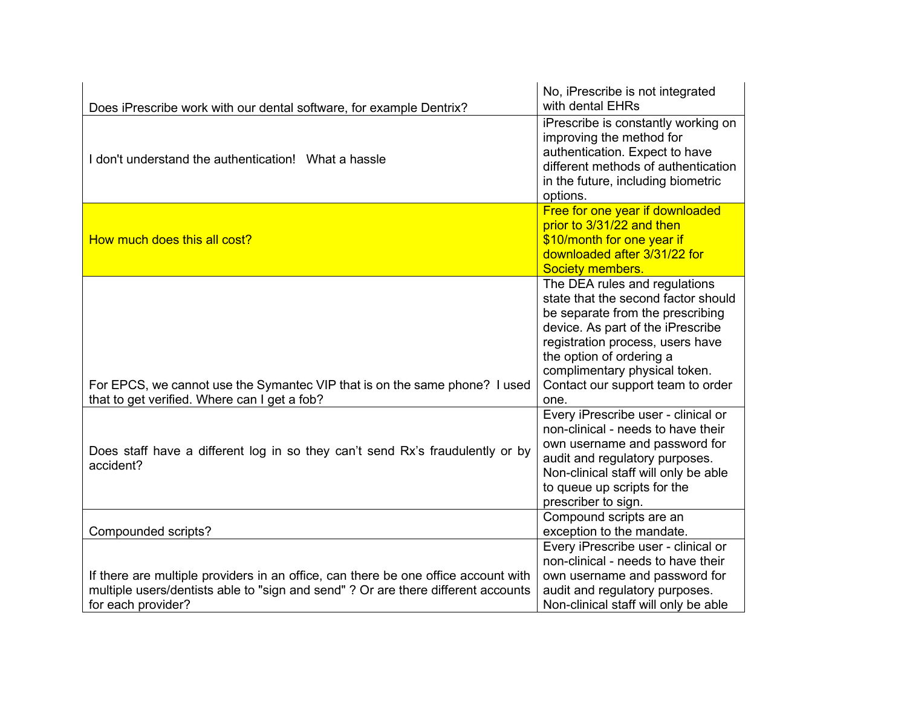| | |
|---|---|
| Does iPrescribe work with our dental software, for example Dentrix? | No, iPrescribe is not integrated with dental EHRs |
| I don't understand the authentication! What a hassle | iPrescribe is constantly working on improving the method for authentication. Expect to have different methods of authentication in the future, including biometric options. |
| How much does this all cost? | Free for one year if downloaded prior to 3/31/22 and then $10/month for one year if downloaded after 3/31/22 for Society members. |
| For EPCS, we cannot use the Symantec VIP that is on the same phone? I used that to get verified. Where can I get a fob? | The DEA rules and regulations state that the second factor should be separate from the prescribing device. As part of the iPrescribe registration process, users have the option of ordering a complimentary physical token. Contact our support team to order one. |
| Does staff have a different log in so they can't send Rx's fraudulently or by accident? | Every iPrescribe user - clinical or non-clinical - needs to have their own username and password for audit and regulatory purposes. Non-clinical staff will only be able to queue up scripts for the prescriber to sign. |
| Compounded scripts? | Compound scripts are an exception to the mandate. |
| If there are multiple providers in an office, can there be one office account with multiple users/dentists able to "sign and send" ? Or are there different accounts for each provider? | Every iPrescribe user - clinical or non-clinical - needs to have their own username and password for audit and regulatory purposes. Non-clinical staff will only be able |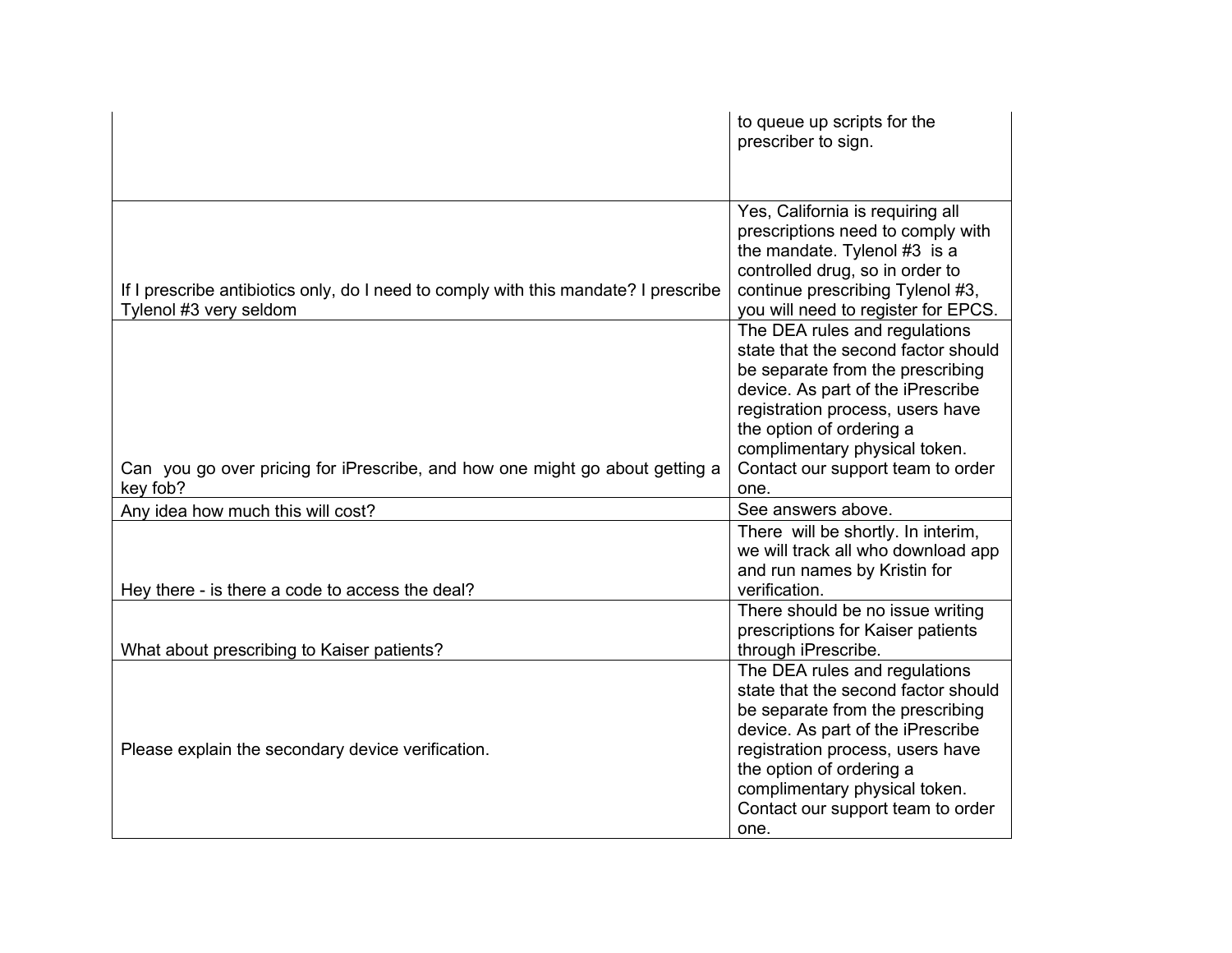| | |
|---|---|
| | to queue up scripts for the prescriber to sign. |
| If I prescribe antibiotics only, do I need to comply with this mandate? I prescribe Tylenol #3 very seldom | Yes, California is requiring all prescriptions need to comply with the mandate. Tylenol #3 is a controlled drug, so in order to continue prescribing Tylenol #3, you will need to register for EPCS. |
| Can you go over pricing for iPrescribe, and how one might go about getting a key fob? | The DEA rules and regulations state that the second factor should be separate from the prescribing device. As part of the iPrescribe registration process, users have the option of ordering a complimentary physical token. Contact our support team to order one. |
| Any idea how much this will cost? | See answers above. |
| Hey there - is there a code to access the deal? | There will be shortly. In interim, we will track all who download app and run names by Kristin for verification. |
| What about prescribing to Kaiser patients? | There should be no issue writing prescriptions for Kaiser patients through iPrescribe. |
| Please explain the secondary device verification. | The DEA rules and regulations state that the second factor should be separate from the prescribing device. As part of the iPrescribe registration process, users have the option of ordering a complimentary physical token. Contact our support team to order one. |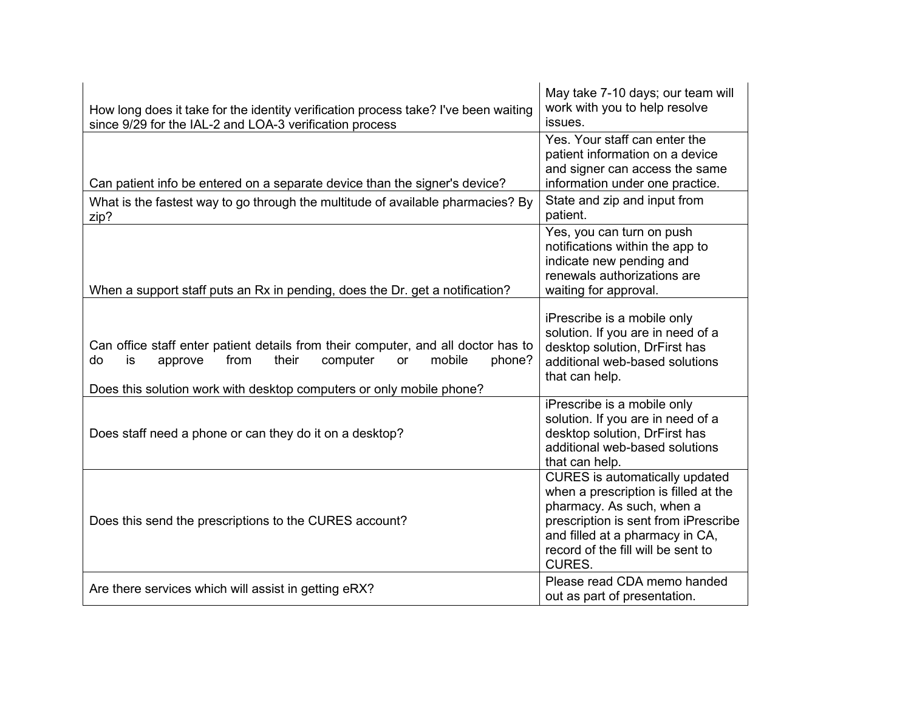| | |
|---|---|
| How long does it take for the identity verification process take? I've been waiting since 9/29 for the IAL-2 and LOA-3 verification process | May take 7-10 days; our team will work with you to help resolve issues. |
| Can patient info be entered on a separate device than the signer's device? | Yes. Your staff can enter the patient information on a device and signer can access the same information under one practice. |
| What is the fastest way to go through the multitude of available pharmacies? By zip? | State and zip and input from patient. |
| When a support staff puts an Rx in pending, does the Dr. get a notification? | Yes, you can turn on push notifications within the app to indicate new pending and renewals authorizations are waiting for approval. |
| Can office staff enter patient details from their computer, and all doctor has to do is approve from their computer or mobile phone?<br><br>Does this solution work with desktop computers or only mobile phone? | iPrescribe is a mobile only solution. If you are in need of a desktop solution, DrFirst has additional web-based solutions that can help. |
| Does staff need a phone or can they do it on a desktop? | iPrescribe is a mobile only solution. If you are in need of a desktop solution, DrFirst has additional web-based solutions that can help. |
| Does this send the prescriptions to the CURES account? | CURES is automatically updated when a prescription is filled at the pharmacy. As such, when a prescription is sent from iPrescribe and filled at a pharmacy in CA, record of the fill will be sent to CURES. |
| Are there services which will assist in getting eRX? | Please read CDA memo handed out as part of presentation. |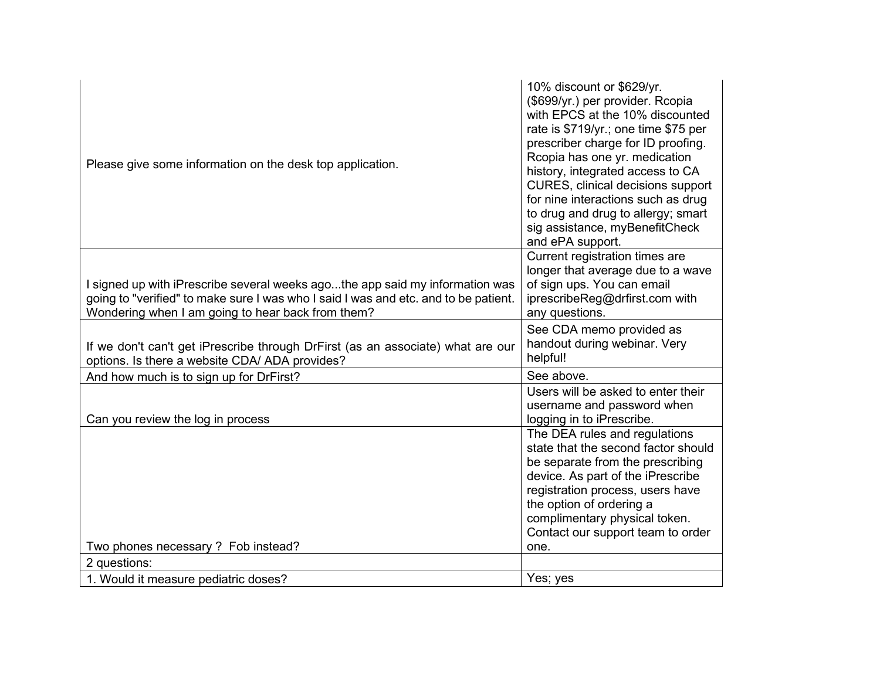| | |
|---|---|
| Please give some information on the desk top application. | 10% discount or $629/yr. ($699/yr.) per provider. Rcopia with EPCS at the 10% discounted rate is $719/yr.; one time $75 per prescriber charge for ID proofing. Rcopia has one yr. medication history, integrated access to CA CURES, clinical decisions support for nine interactions such as drug to drug and drug to allergy; smart sig assistance, myBenefitCheck and ePA support. |
| I signed up with iPrescribe several weeks ago...the app said my information was going to "verified" to make sure I was who I said I was and etc. and to be patient. Wondering when I am going to hear back from them? | Current registration times are longer that average due to a wave of sign ups. You can email iprescribeReg@drfirst.com with any questions. |
| If we don't can't get iPrescribe through DrFirst (as an associate) what are our options. Is there a website CDA/ ADA provides? | See CDA memo provided as handout during webinar. Very helpful! |
| And how much is to sign up for DrFirst? | See above. |
| Can you review the log in process | Users will be asked to enter their username and password when logging in to iPrescribe. |
| Two phones necessary ? Fob instead? | The DEA rules and regulations state that the second factor should be separate from the prescribing device. As part of the iPrescribe registration process, users have the option of ordering a complimentary physical token. Contact our support team to order one. |
| 2 questions: | |
| 1. Would it measure pediatric doses? | Yes; yes |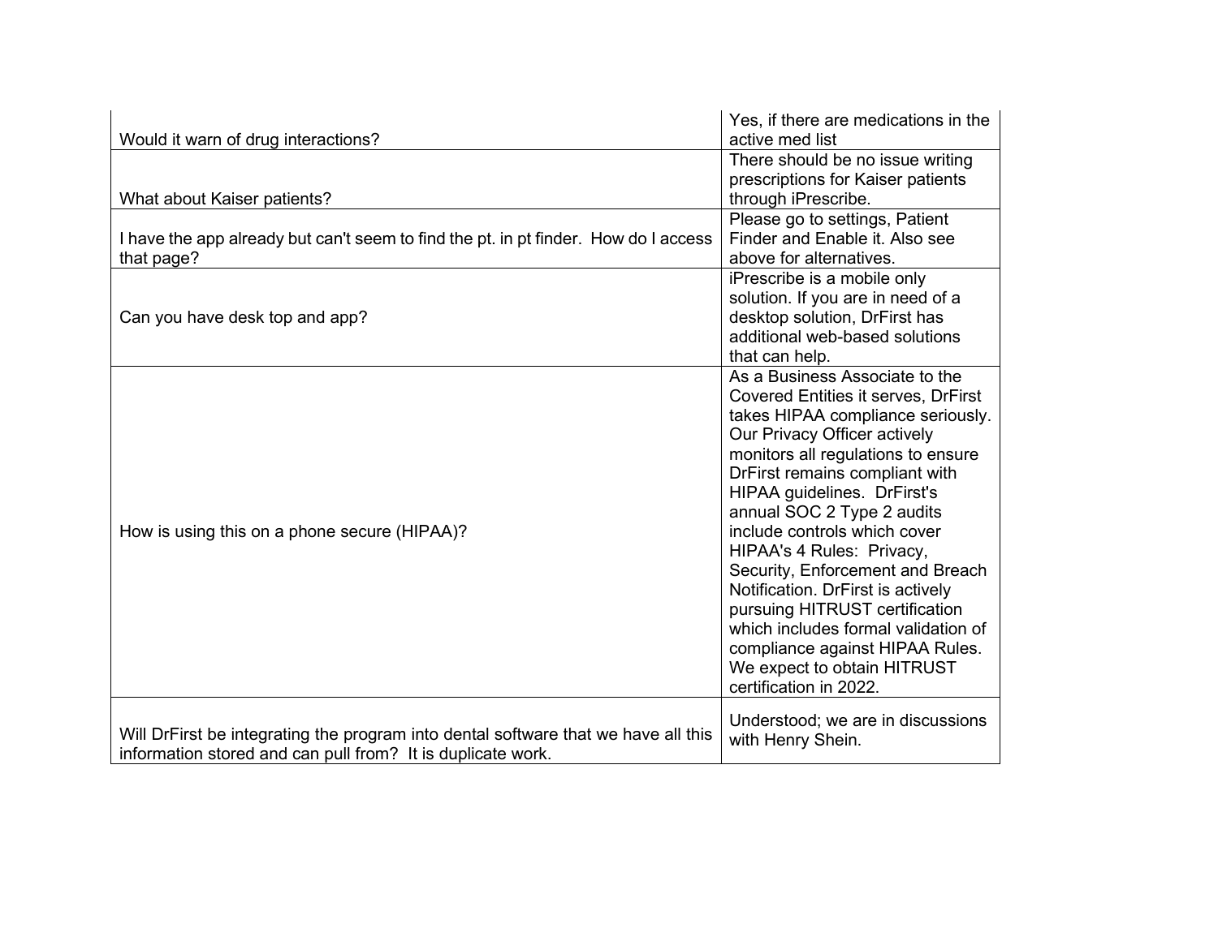| | |
|---|---|
| Would it warn of drug interactions? | Yes, if there are medications in the active med list |
| What about Kaiser patients? | There should be no issue writing prescriptions for Kaiser patients through iPrescribe. |
| I have the app already but can't seem to find the pt. in pt finder. How do I access that page? | Please go to settings, Patient Finder and Enable it. Also see above for alternatives. |
| Can you have desk top and app? | iPrescribe is a mobile only solution. If you are in need of a desktop solution, DrFirst has additional web-based solutions that can help. |
| How is using this on a phone secure (HIPAA)? | As a Business Associate to the Covered Entities it serves, DrFirst takes HIPAA compliance seriously. Our Privacy Officer actively monitors all regulations to ensure DrFirst remains compliant with HIPAA guidelines. DrFirst's annual SOC 2 Type 2 audits include controls which cover HIPAA's 4 Rules: Privacy, Security, Enforcement and Breach Notification. DrFirst is actively pursuing HITRUST certification which includes formal validation of compliance against HIPAA Rules. We expect to obtain HITRUST certification in 2022. |
| Will DrFirst be integrating the program into dental software that we have all this information stored and can pull from? It is duplicate work. | Understood; we are in discussions with Henry Shein. |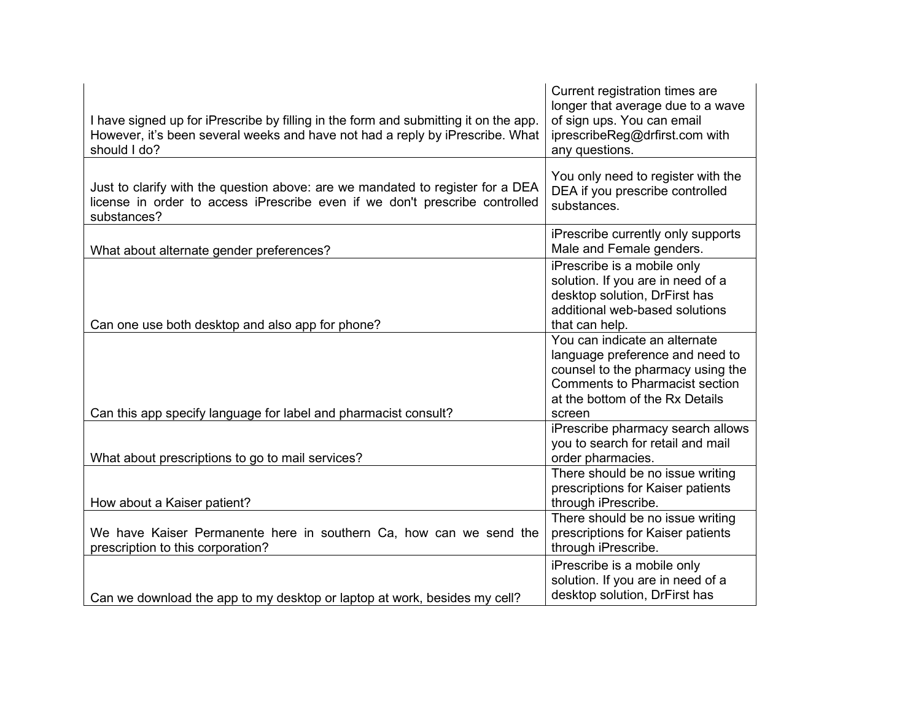| | |
|---|---|
| I have signed up for iPrescribe by filling in the form and submitting it on the app. However, it's been several weeks and have not had a reply by iPrescribe. What should I do? | Current registration times are longer that average due to a wave of sign ups. You can email iprescribeReg@drfirst.com with any questions. |
| Just to clarify with the question above: are we mandated to register for a DEA license in order to access iPrescribe even if we don't prescribe controlled substances? | You only need to register with the DEA if you prescribe controlled substances. |
| What about alternate gender preferences? | iPrescribe currently only supports Male and Female genders. |
| Can one use both desktop and also app for phone? | iPrescribe is a mobile only solution. If you are in need of a desktop solution, DrFirst has additional web-based solutions that can help. |
| Can this app specify language for label and pharmacist consult? | You can indicate an alternate language preference and need to counsel to the pharmacy using the Comments to Pharmacist section at the bottom of the Rx Details screen |
| What about prescriptions to go to mail services? | iPrescribe pharmacy search allows you to search for retail and mail order pharmacies. |
| How about a Kaiser patient? | There should be no issue writing prescriptions for Kaiser patients through iPrescribe. |
| We have Kaiser Permanente here in southern Ca, how can we send the prescription to this corporation? | There should be no issue writing prescriptions for Kaiser patients through iPrescribe. |
| Can we download the app to my desktop or laptop at work, besides my cell? | iPrescribe is a mobile only solution. If you are in need of a desktop solution, DrFirst has |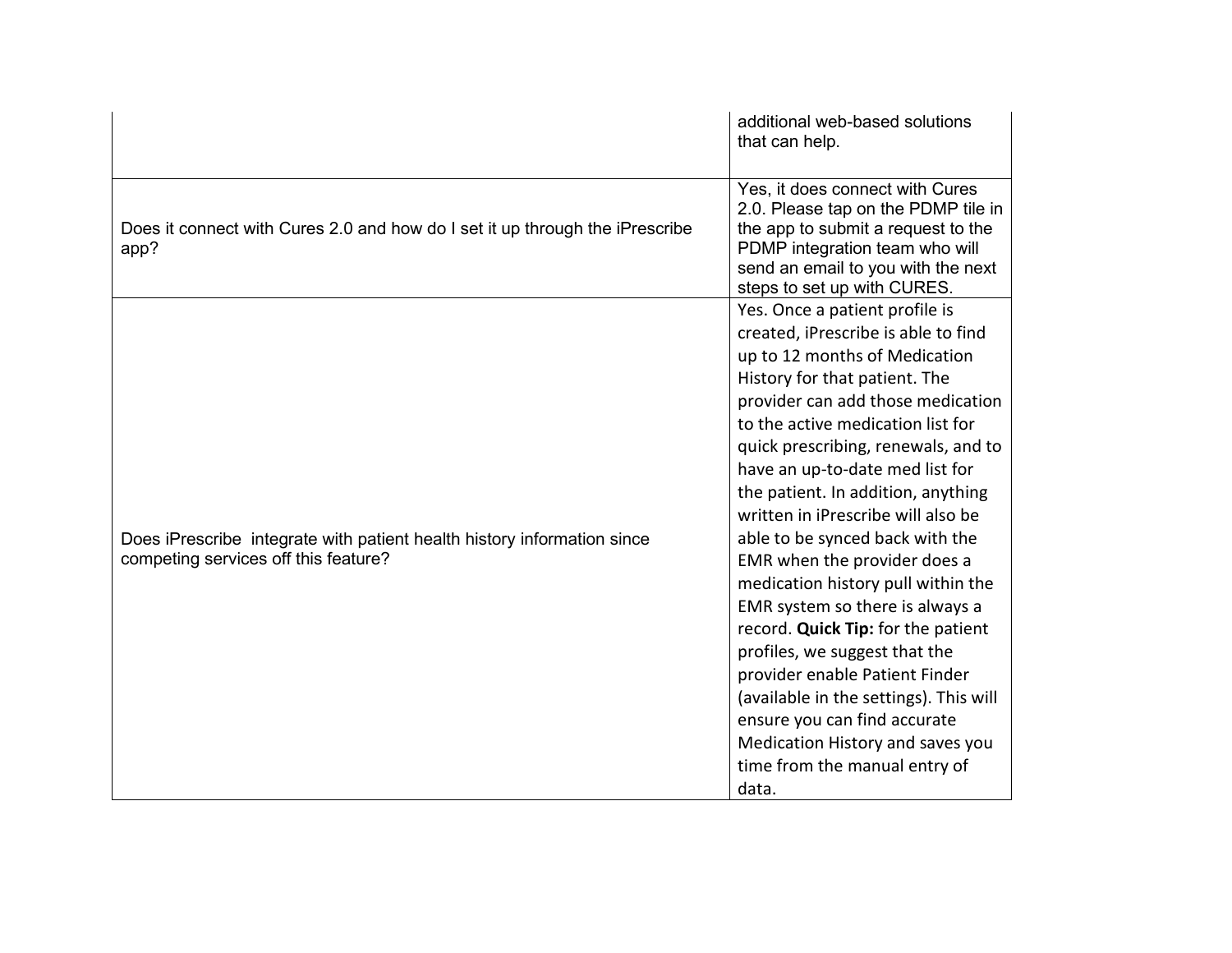| | |
|---|---|
| | additional web-based solutions that can help. |
| Does it connect with Cures 2.0 and how do I set it up through the iPrescribe app? | Yes, it does connect with Cures 2.0. Please tap on the PDMP tile in the app to submit a request to the PDMP integration team who will send an email to you with the next steps to set up with CURES. |
| Does iPrescribe integrate with patient health history information since competing services off this feature? | Yes. Once a patient profile is created, iPrescribe is able to find up to 12 months of Medication History for that patient. The provider can add those medication to the active medication list for quick prescribing, renewals, and to have an up-to-date med list for the patient. In addition, anything written in iPrescribe will also be able to be synced back with the EMR when the provider does a medication history pull within the EMR system so there is always a record. **Quick Tip:** for the patient profiles, we suggest that the provider enable Patient Finder (available in the settings). This will ensure you can find accurate Medication History and saves you time from the manual entry of data. |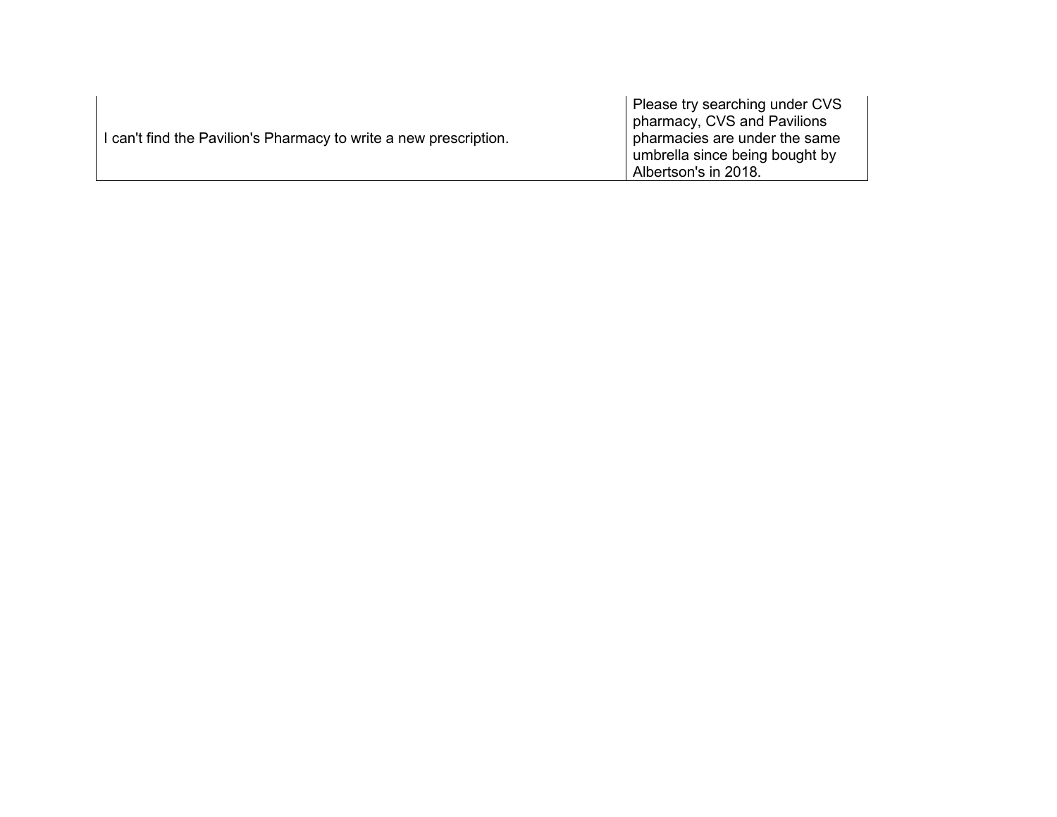| | |
|---|---|
| I can't find the Pavilion's Pharmacy to write a new prescription. | Please try searching under CVS pharmacy, CVS and Pavilions pharmacies are under the same umbrella since being bought by Albertson's in 2018. |